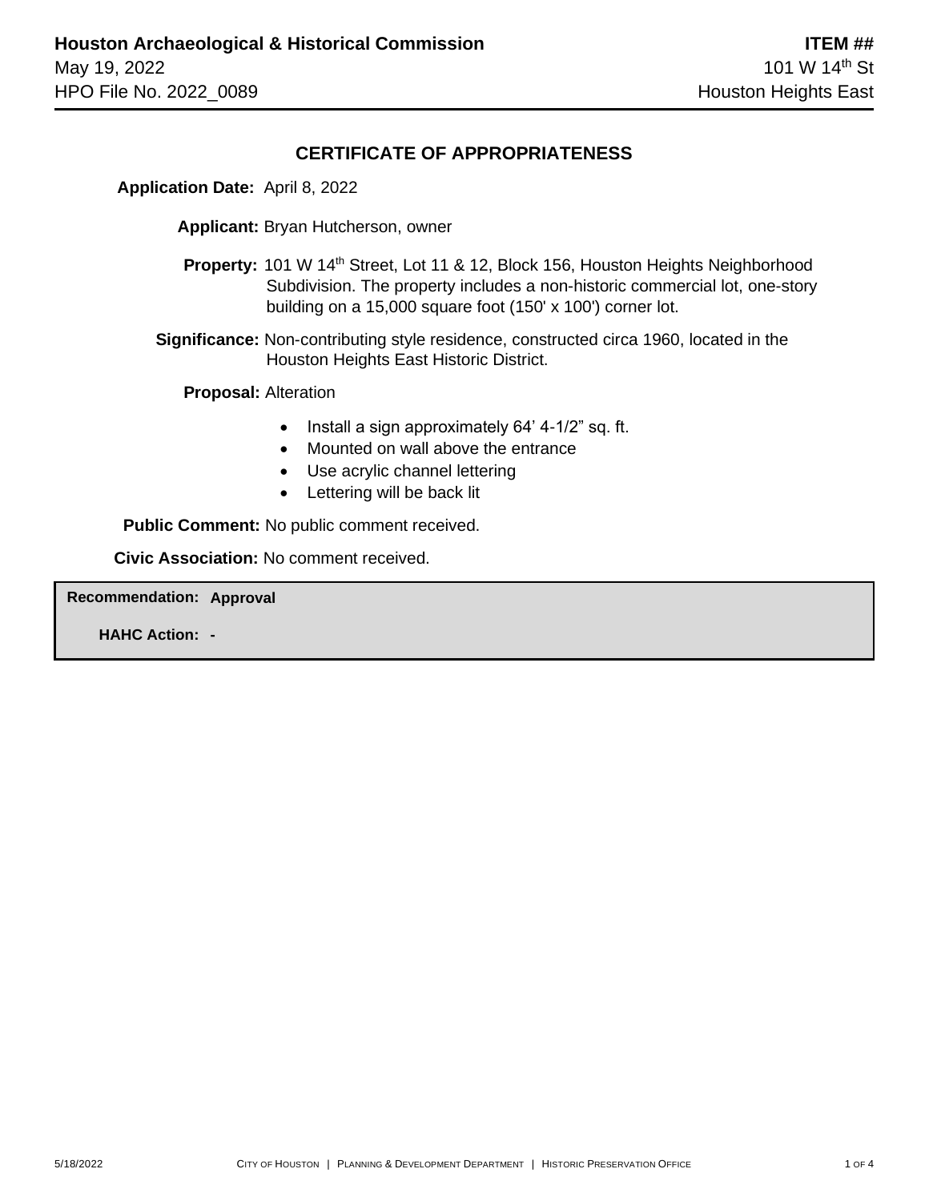**Houston Archaeological & Historical Commission**
May 19, 2022
HPO File No. 2022_0089

**ITEM ##**
101 W 14th St
Houston Heights East

## CERTIFICATE OF APPROPRIATENESS

**Application Date:** April 8, 2022

**Applicant:** Bryan Hutcherson, owner

**Property:** 101 W 14th Street, Lot 11 & 12, Block 156, Houston Heights Neighborhood Subdivision. The property includes a non-historic commercial lot, one-story building on a 15,000 square foot (150' x 100') corner lot.

**Significance:** Non-contributing style residence, constructed circa 1960, located in the Houston Heights East Historic District.

**Proposal:** Alteration

- Install a sign approximately 64' 4-1/2" sq. ft.
- Mounted on wall above the entrance
- Use acrylic channel lettering
- Lettering will be back lit

**Public Comment:** No public comment received.

**Civic Association:** No comment received.

**Recommendation:** **Approval**

**HAHC Action:** **-**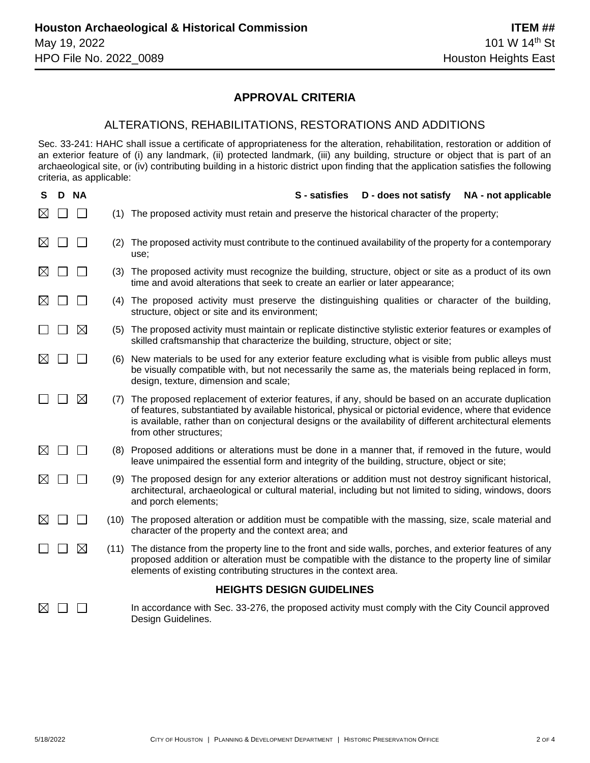## APPROVAL CRITERIA

### ALTERATIONS, REHABILITATIONS, RESTORATIONS AND ADDITIONS

Sec. 33-241: HAHC shall issue a certificate of appropriateness for the alteration, rehabilitation, restoration or addition of an exterior feature of (i) any landmark, (ii) protected landmark, (iii) any building, structure or object that is part of an archaeological site, or (iv) contributing building in a historic district upon finding that the application satisfies the following criteria, as applicable:

**S - satisfies    D - does not satisfy    NA - not applicable**

| S | D | NA | | |
|---|---|---|---|---|
| ☒ | ☐ | ☐ | (1) | The proposed activity must retain and preserve the historical character of the property; |
| ☒ | ☐ | ☐ | (2) | The proposed activity must contribute to the continued availability of the property for a contemporary use; |
| ☒ | ☐ | ☐ | (3) | The proposed activity must recognize the building, structure, object or site as a product of its own time and avoid alterations that seek to create an earlier or later appearance; |
| ☒ | ☐ | ☐ | (4) | The proposed activity must preserve the distinguishing qualities or character of the building, structure, object or site and its environment; |
| ☐ | ☐ | ☒ | (5) | The proposed activity must maintain or replicate distinctive stylistic exterior features or examples of skilled craftsmanship that characterize the building, structure, object or site; |
| ☒ | ☐ | ☐ | (6) | New materials to be used for any exterior feature excluding what is visible from public alleys must be visually compatible with, but not necessarily the same as, the materials being replaced in form, design, texture, dimension and scale; |
| ☐ | ☐ | ☒ | (7) | The proposed replacement of exterior features, if any, should be based on an accurate duplication of features, substantiated by available historical, physical or pictorial evidence, where that evidence is available, rather than on conjectural designs or the availability of different architectural elements from other structures; |
| ☒ | ☐ | ☐ | (8) | Proposed additions or alterations must be done in a manner that, if removed in the future, would leave unimpaired the essential form and integrity of the building, structure, object or site; |
| ☒ | ☐ | ☐ | (9) | The proposed design for any exterior alterations or addition must not destroy significant historical, architectural, archaeological or cultural material, including but not limited to siding, windows, doors and porch elements; |
| ☒ | ☐ | ☐ | (10) | The proposed alteration or addition must be compatible with the massing, size, scale material and character of the property and the context area; and |
| ☐ | ☐ | ☒ | (11) | The distance from the property line to the front and side walls, porches, and exterior features of any proposed addition or alteration must be compatible with the distance to the property line of similar elements of existing contributing structures in the context area. |

### HEIGHTS DESIGN GUIDELINES

| S | D | NA | |
|---|---|---|---|
| ☒ | ☐ | ☐ | In accordance with Sec. 33-276, the proposed activity must comply with the City Council approved Design Guidelines. |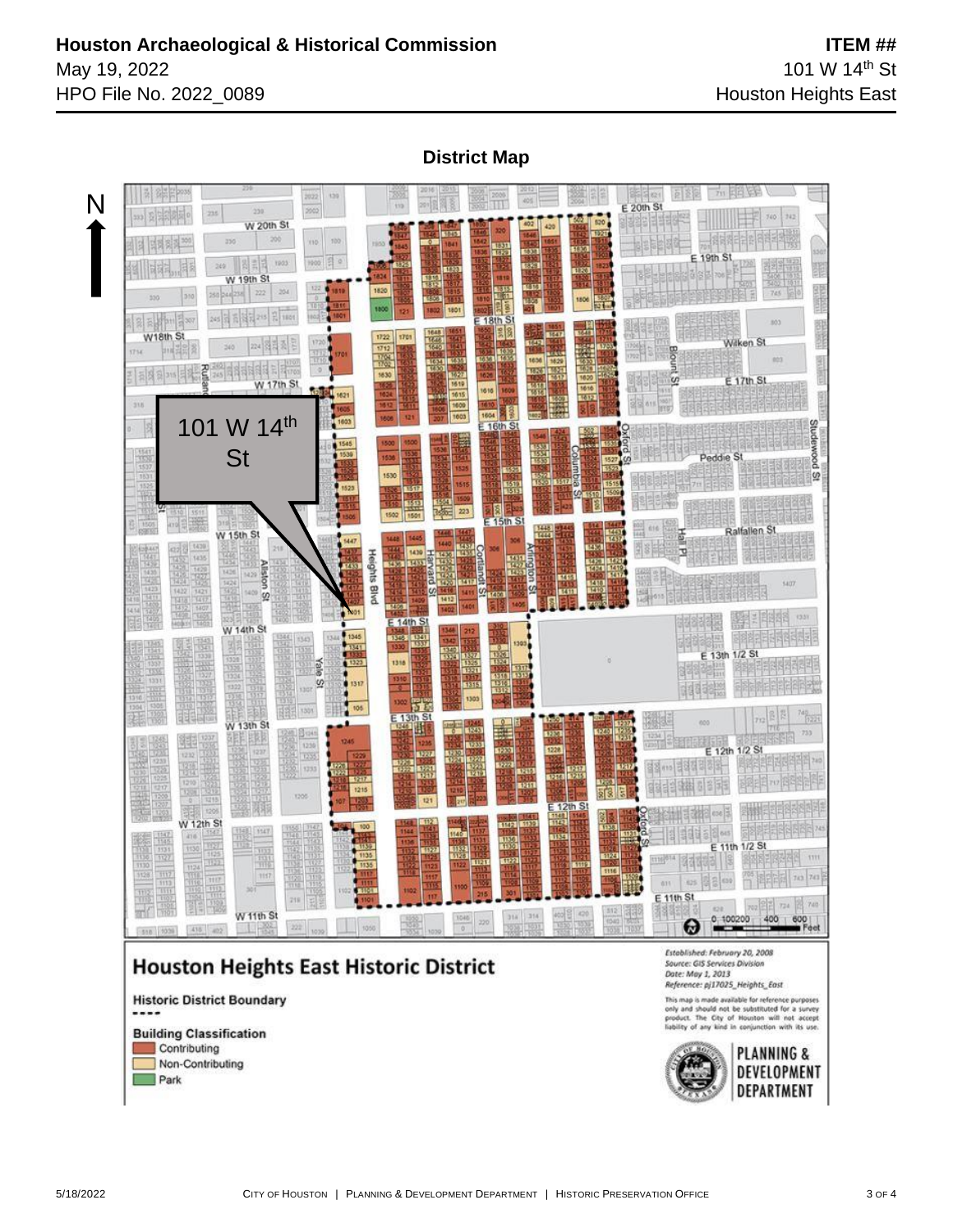## District Map

N

101 W 14th St

# Houston Heights East Historic District

**Historic District Boundary**

**Building Classification**

- Contributing
- Non-Contributing
- Park

*Established: February 20, 2008*
*Source: GIS Services Division*
*Date: May 1, 2013*
*Reference: pj17025_Heights_East*

This map is made available for reference purposes only and should not be substituted for a survey product. The City of Houston will not accept liability of any kind in conjunction with its use.

PLANNING & DEVELOPMENT DEPARTMENT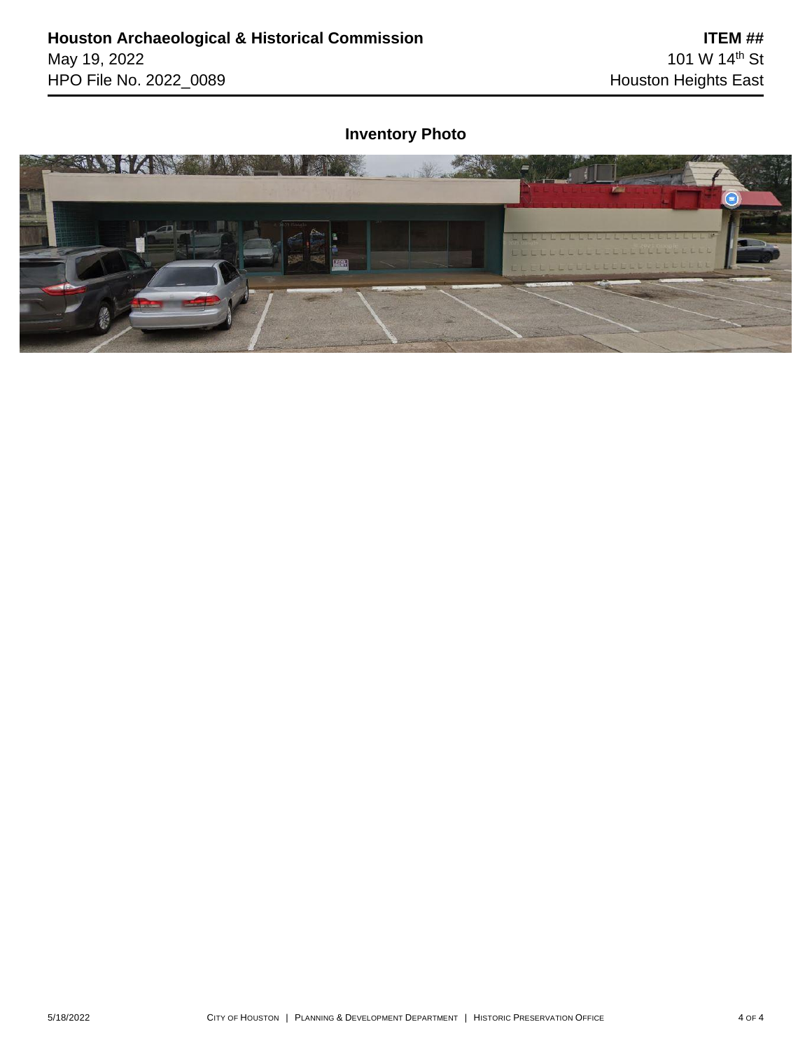# Inventory Photo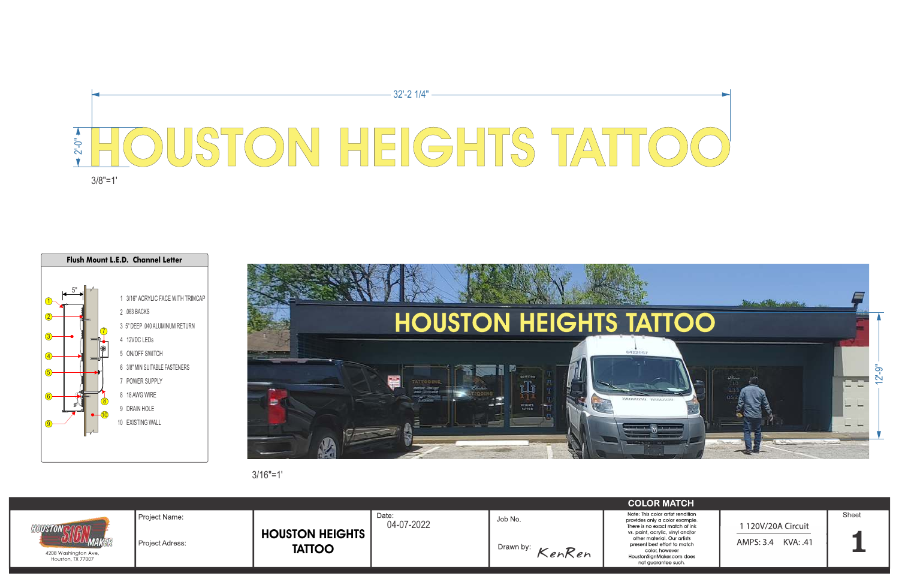32'-2 1/4"

2'-0"

HOUSTON HEIGHTS TATTOO

3/8"=1'

**Flush Mount L.E.D. Channel Letter**

5"

1. 3/16" ACRYLIC FACE WITH TRIMCAP
2. .063 BACKS
3. 5" DEEP .040 ALUMINUM RETURN
4. 12VDC LEDs
5. ON/OFF SWITCH
6. 3/8" MIN SUITABLE FASTENERS
7. POWER SUPPLY
8. 18 AWG WIRE
9. DRAIN HOLE
10. EXISTING WALL

HOUSTON HEIGHTS TATTOO

12'-9"

3/16"=1'

**COLOR MATCH**

| | | | | | | |
|---|---|---|---|---|---|---|
| HOUSTON SIGN MAKER<br>4208 Washington Ave.<br>Houston, TX 77007 | Project Name:<br><br>Project Adress: | **HOUSTON HEIGHTS TATTOO** | Date:<br>04-07-2022 | Job No.<br><br>Drawn by: KenRen | Note: This color artist rendition provides only a color example. There is no exact match of ink vs. paint, acrylic, vinyl and/or other material. Our artists present best effort to match color, however HoustonSignMaker.com does not guarantee such. | 1 120V/20A Circuit<br>AMPS: 3.4 KVA: .41 | Sheet<br>**1** |